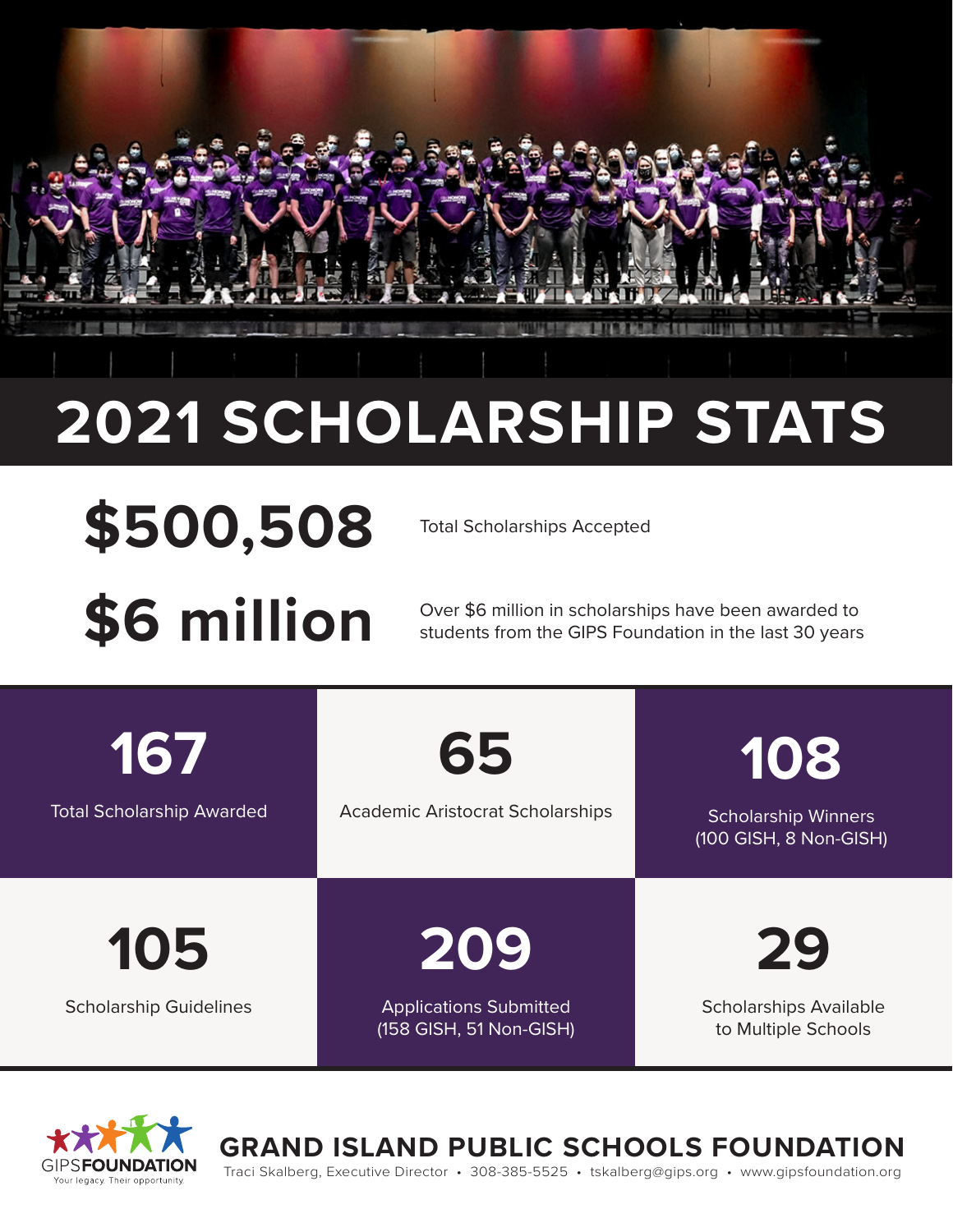# 2021 SCHOLARSHIP STATS

**$500,508** Total Scholarships Accepted

**$6 million** Over $6 million in scholarships have been awarded to students from the GIPS Foundation in the last 30 years

**167**
Total Scholarship Awarded

**65**
Academic Aristocrat Scholarships

**108**
Scholarship Winners (100 GISH, 8 Non-GISH)

**105**
Scholarship Guidelines

**209**
Applications Submitted (158 GISH, 51 Non-GISH)

**29**
Scholarships Available to Multiple Schools

GIPS**FOUNDATION**
Your legacy. Their opportunity.

## GRAND ISLAND PUBLIC SCHOOLS FOUNDATION

Traci Skalberg, Executive Director • 308-385-5525 • tskalberg@gips.org • www.gipsfoundation.org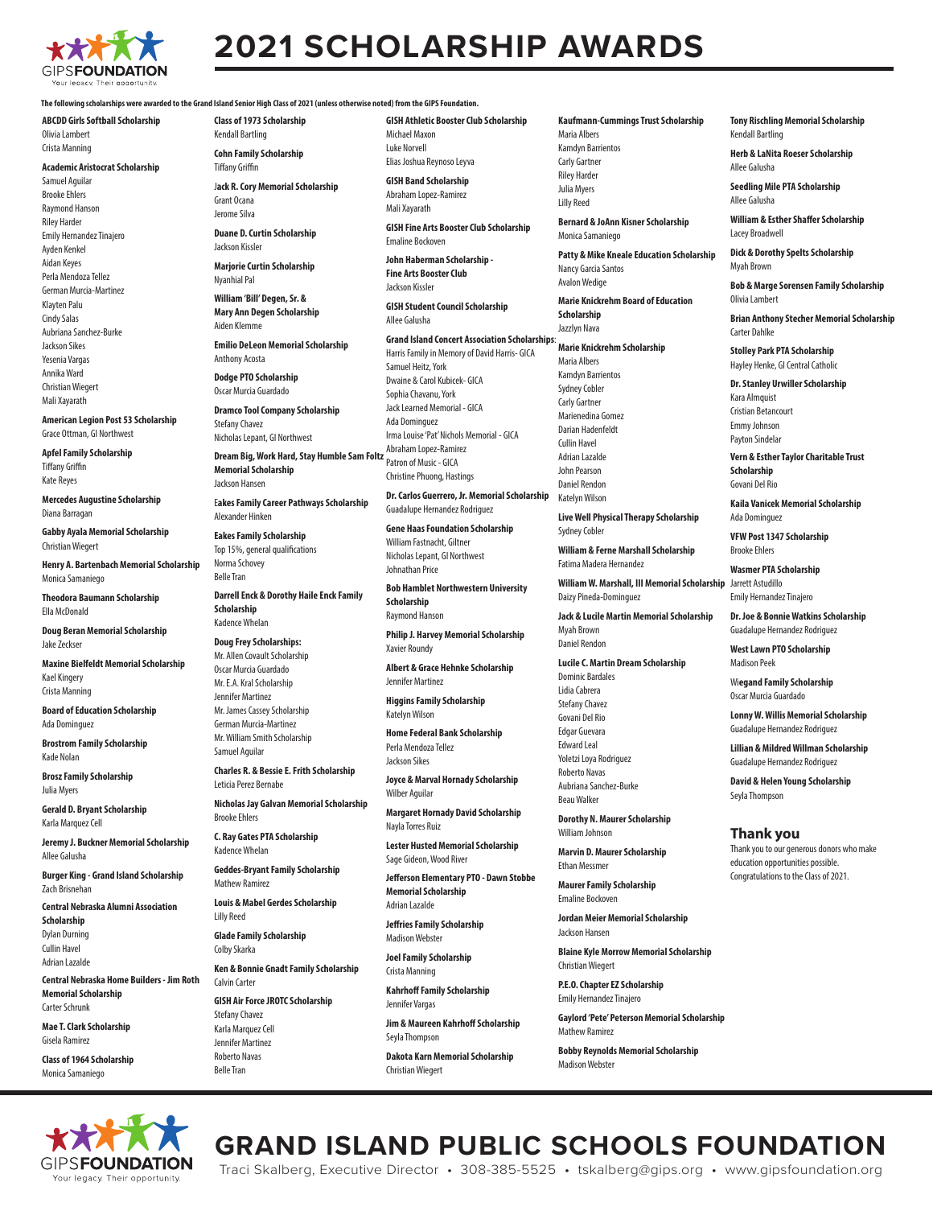# 2021 SCHOLARSHIP AWARDS

The following scholarships were awarded to the Grand Island Senior High Class of 2021 (unless otherwise noted) from the GIPS Foundation.

**ABCDD Girls Softball Scholarship**
Olivia Lambert
Crista Manning

**Academic Aristocrat Scholarship**
Samuel Aguilar
Brooke Ehlers
Raymond Hanson
Riley Harder
Emily Hernandez Tinajero
Ayden Kenkel
Aidan Keyes
Perla Mendoza Tellez
German Murcia-Martinez
Klayten Palu
Cindy Salas
Aubriana Sanchez-Burke
Jackson Sikes
Yesenia Vargas
Annika Ward
Christian Wiegert
Mali Xayarath

**American Legion Post 53 Scholarship**
Grace Ottman, GI Northwest

**Apfel Family Scholarship**
Tiffany Griffin
Kate Reyes

**Mercedes Augustine Scholarship**
Diana Barragan

**Gabby Ayala Memorial Scholarship**
Christian Wiegert

**Henry A. Bartenbach Memorial Scholarship**
Monica Samaniego

**Theodora Baumann Scholarship**
Ella McDonald

**Doug Beran Memorial Scholarship**
Jake Zeckser

**Maxine Bielfeldt Memorial Scholarship**
Kael Kingery
Crista Manning

**Board of Education Scholarship**
Ada Dominguez

**Brostrom Family Scholarship**
Kade Nolan

**Brosz Family Scholarship**
Julia Myers

**Gerald D. Bryant Scholarship**
Karla Marquez Cell

**Jeremy J. Buckner Memorial Scholarship**
Allee Galusha

**Burger King - Grand Island Scholarship**
Zach Brisnehan

**Central Nebraska Alumni Association Scholarship**
Dylan Durning
Cullin Havel
Adrian Lazalde

**Central Nebraska Home Builders - Jim Roth Memorial Scholarship**
Carter Schrunk

**Mae T. Clark Scholarship**
Gisela Ramirez

**Class of 1964 Scholarship**
Monica Samaniego

**Class of 1973 Scholarship**
Kendall Bartling

**Cohn Family Scholarship**
Tiffany Griffin

**Jack R. Cory Memorial Scholarship**
Grant Ocana
Jerome Silva

**Duane D. Curtin Scholarship**
Jackson Kissler

**Marjorie Curtin Scholarship**
Nyanhial Pal

**William 'Bill' Degen, Sr. & Mary Ann Degen Scholarship**
Aiden Klemme

**Emilio DeLeon Memorial Scholarship**
Anthony Acosta

**Dodge PTO Scholarship**
Oscar Murcia Guardado

**Dramco Tool Company Scholarship**
Stefany Chavez
Nicholas Lepant, GI Northwest

**Dream Big, Work Hard, Stay Humble Sam Foltz Memorial Scholarship**
Jackson Hansen

**Eakes Family Career Pathways Scholarship**
Alexander Hinken

**Eakes Family Scholarship**
Top 15%, general qualifications
Norma Schovey
Belle Tran

**Darrell Enck & Dorothy Haile Enck Family Scholarship**
Kadence Whelan

**Doug Frey Scholarships:**
Mr. Allen Covault Scholarship
Oscar Murcia Guardado
Mr. E.A. Kral Scholarship
Jennifer Martinez
Mr. James Cassey Scholarship
German Murcia-Martinez
Mr. William Smith Scholarship
Samuel Aguilar

**Charles R. & Bessie E. Frith Scholarship**
Leticia Perez Bernabe

**Nicholas Jay Galvan Memorial Scholarship**
Brooke Ehlers

**C. Ray Gates PTA Scholarship**
Kadence Whelan

**Geddes-Bryant Family Scholarship**
Mathew Ramirez

**Louis & Mabel Gerdes Scholarship**
Lilly Reed

**Glade Family Scholarship**
Colby Skarka

**Ken & Bonnie Gnadt Family Scholarship**
Calvin Carter

**GISH Air Force JROTC Scholarship**
Stefany Chavez
Karla Marquez Cell
Jennifer Martinez
Roberto Navas
Belle Tran

**GISH Athletic Booster Club Scholarship**
Michael Maxon
Luke Norvell
Elias Joshua Reynoso Leyva

**GISH Band Scholarship**
Abraham Lopez-Ramirez
Mali Xayarath

**GISH Fine Arts Booster Club Scholarship**
Emaline Bockoven

**John Haberman Scholarship - Fine Arts Booster Club**
Jackson Kissler

**GISH Student Council Scholarship**
Allee Galusha

**Grand Island Concert Association Scholarships:**
Harris Family in Memory of David Harris- GICA
Samuel Heitz, York
Dwaine & Carol Kubicek- GICA
Sophia Chavanu, York
Jack Learned Memorial - GICA
Ada Dominguez
Irma Louise 'Pat' Nichols Memorial - GICA
Abraham Lopez-Ramirez
Patron of Music - GICA
Christine Phuong, Hastings

**Dr. Carlos Guerrero, Jr. Memorial Scholarship**
Guadalupe Hernandez Rodriguez

**Gene Haas Foundation Scholarship**
William Fastnacht, Giltner
Nicholas Lepant, GI Northwest
Johnathan Price

**Bob Hamblet Northwestern University Scholarship**
Raymond Hanson

**Philip J. Harvey Memorial Scholarship**
Xavier Roundy

**Albert & Grace Hehnke Scholarship**
Jennifer Martinez

**Higgins Family Scholarship**
Katelyn Wilson

**Home Federal Bank Scholarship**
Perla Mendoza Tellez
Jackson Sikes

**Joyce & Marval Hornady Scholarship**
Wilber Aguilar

**Margaret Hornady David Scholarship**
Nayla Torres Ruiz

**Lester Husted Memorial Scholarship**
Sage Gideon, Wood River

**Jefferson Elementary PTO - Dawn Stobbe Memorial Scholarship**
Adrian Lazalde

**Jeffries Family Scholarship**
Madison Webster

**Joel Family Scholarship**
Crista Manning

**Kahrhoff Family Scholarship**
Jennifer Vargas

**Jim & Maureen Kahrhoff Scholarship**
Seyla Thompson

**Dakota Karn Memorial Scholarship**
Christian Wiegert

**Kaufmann-Cummings Trust Scholarship**
Maria Albers
Kamdyn Barrientos
Carly Gartner
Riley Harder
Julia Myers
Lilly Reed

**Bernard & JoAnn Kisner Scholarship**
Monica Samaniego

**Patty & Mike Kneale Education Scholarship**
Nancy Garcia Santos
Avalon Wedige

**Marie Knickrehm Board of Education Scholarship**
Jazzlyn Nava

**Marie Knickrehm Scholarship**
Maria Albers
Kamdyn Barrientos
Sydney Cobler
Carly Gartner
Marienedina Gomez
Darian Hadenfeldt
Cullin Havel
Adrian Lazalde
John Pearson
Daniel Rendon
Katelyn Wilson

**Live Well Physical Therapy Scholarship**
Sydney Cobler

**William & Ferne Marshall Scholarship**
Fatima Madera Hernandez

**William W. Marshall, III Memorial Scholarship**
Daizy Pineda-Dominguez

**Jack & Lucile Martin Memorial Scholarship**
Myah Brown
Daniel Rendon

**Lucile C. Martin Dream Scholarship**
Dominic Bardales
Lidia Cabrera
Stefany Chavez
Govani Del Rio
Edgar Guevara
Edward Leal
Yoletzi Loya Rodriguez
Roberto Navas
Aubriana Sanchez-Burke
Beau Walker

**Dorothy N. Maurer Scholarship**
William Johnson

**Marvin D. Maurer Scholarship**
Ethan Messmer

**Maurer Family Scholarship**
Emaline Bockoven

**Jordan Meier Memorial Scholarship**
Jackson Hansen

**Blaine Kyle Morrow Memorial Scholarship**
Christian Wiegert

**P.E.O. Chapter EZ Scholarship**
Emily Hernandez Tinajero

**Gaylord 'Pete' Peterson Memorial Scholarship**
Mathew Ramirez

**Bobby Reynolds Memorial Scholarship**
Madison Webster

**Tony Rischling Memorial Scholarship**
Kendall Bartling

**Herb & LaNita Roeser Scholarship**
Allee Galusha

**Seedling Mile PTA Scholarship**
Allee Galusha

**William & Esther Shaffer Scholarship**
Lacey Broadwell

**Dick & Dorothy Spelts Scholarship**
Myah Brown

**Bob & Marge Sorensen Family Scholarship**
Olivia Lambert

**Brian Anthony Stecher Memorial Scholarship**
Carter Dahlke

**Stolley Park PTA Scholarship**
Hayley Henke, GI Central Catholic

**Dr. Stanley Urwiller Scholarship**
Kara Almquist
Cristian Betancourt
Emmy Johnson
Payton Sindelar

**Vern & Esther Taylor Charitable Trust Scholarship**
Govani Del Rio

**Kaila Vanicek Memorial Scholarship**
Ada Dominguez

**VFW Post 1347 Scholarship**
Brooke Ehlers

**Wasmer PTA Scholarship**
Jarrett Astudillo
Emily Hernandez Tinajero

**Dr. Joe & Bonnie Watkins Scholarship**
Guadalupe Hernandez Rodriguez

**West Lawn PTO Scholarship**
Madison Peek

**Wiegand Family Scholarship**
Oscar Murcia Guardado

**Lonny W. Willis Memorial Scholarship**
Guadalupe Hernandez Rodriguez

**Lillian & Mildred Willman Scholarship**
Guadalupe Hernandez Rodriguez

**David & Helen Young Scholarship**
Seyla Thompson

## Thank you

Thank you to our generous donors who make education opportunities possible. Congratulations to the Class of 2021.

## GRAND ISLAND PUBLIC SCHOOLS FOUNDATION

Traci Skalberg, Executive Director • 308-385-5525 • tskalberg@gips.org • www.gipsfoundation.org